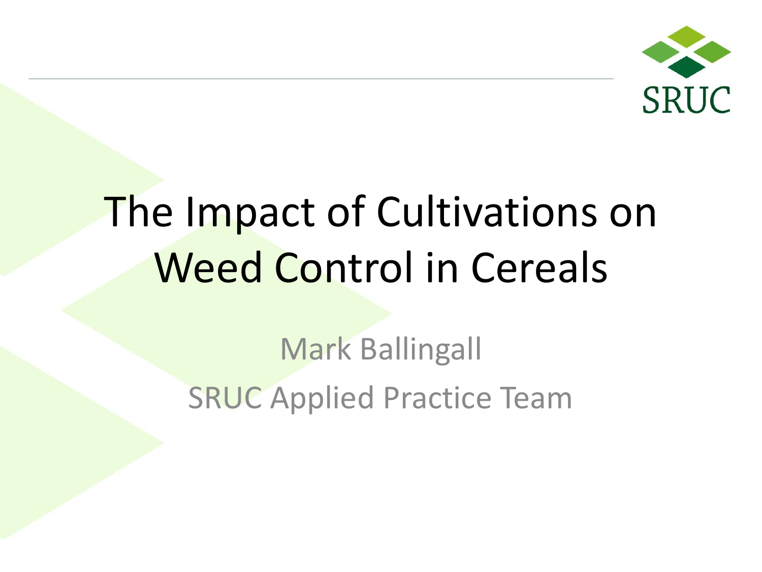# The Impact of Cultivations on Weed Control in Cereals

Mark Ballingall

SRUC Applied Practice Team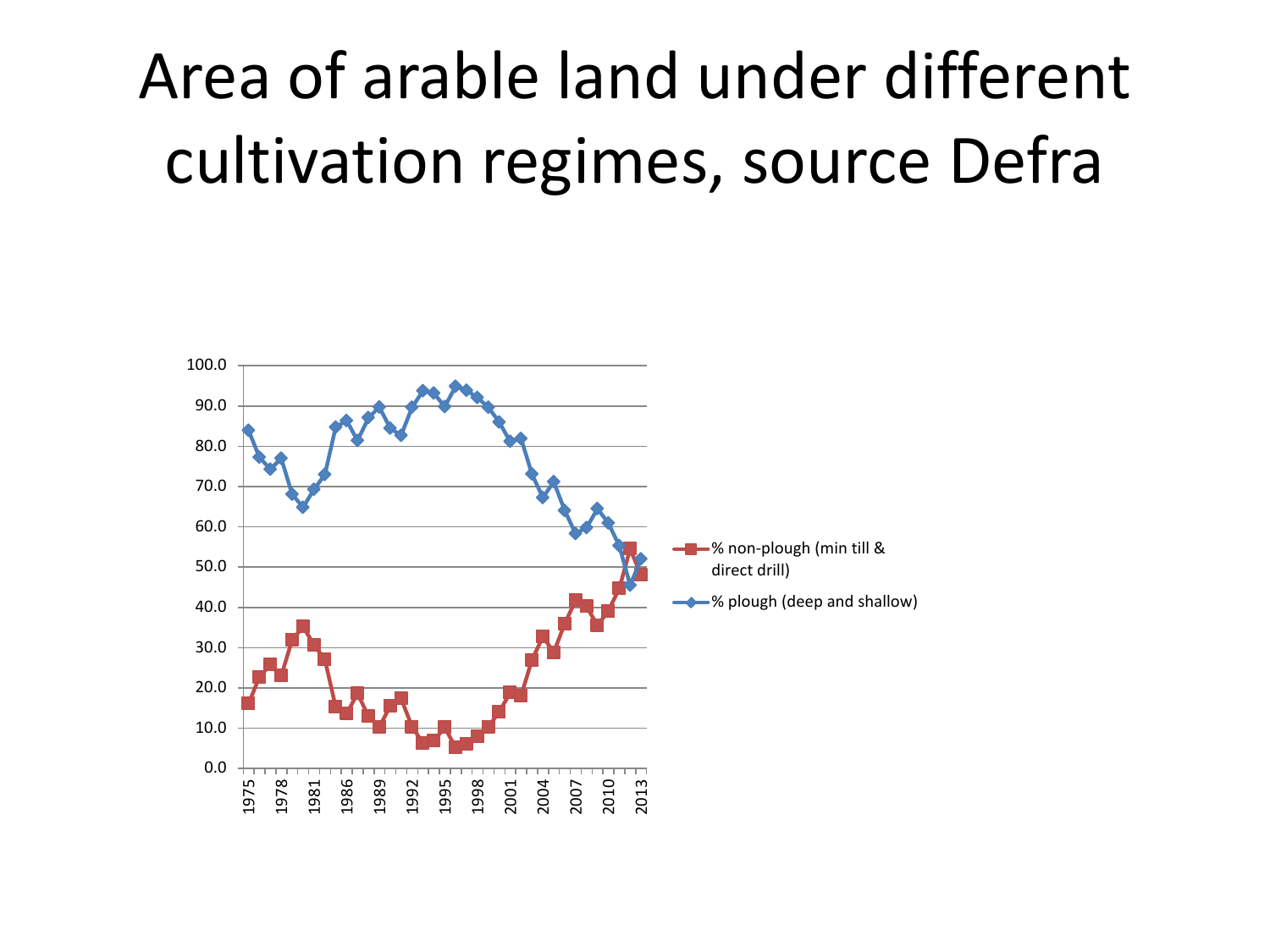# Area of arable land under different cultivation regimes, source Defra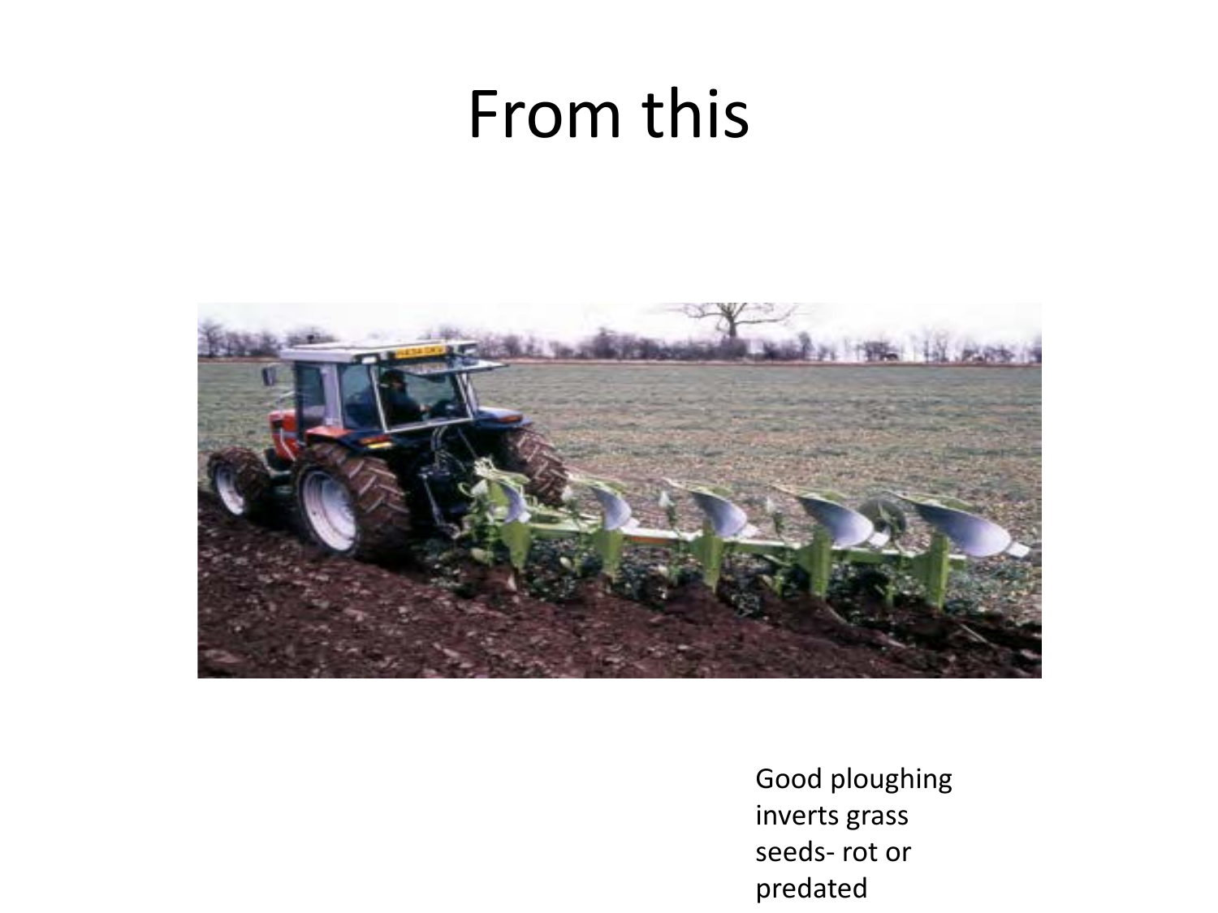# From this

Good ploughing inverts grass seeds- rot or predated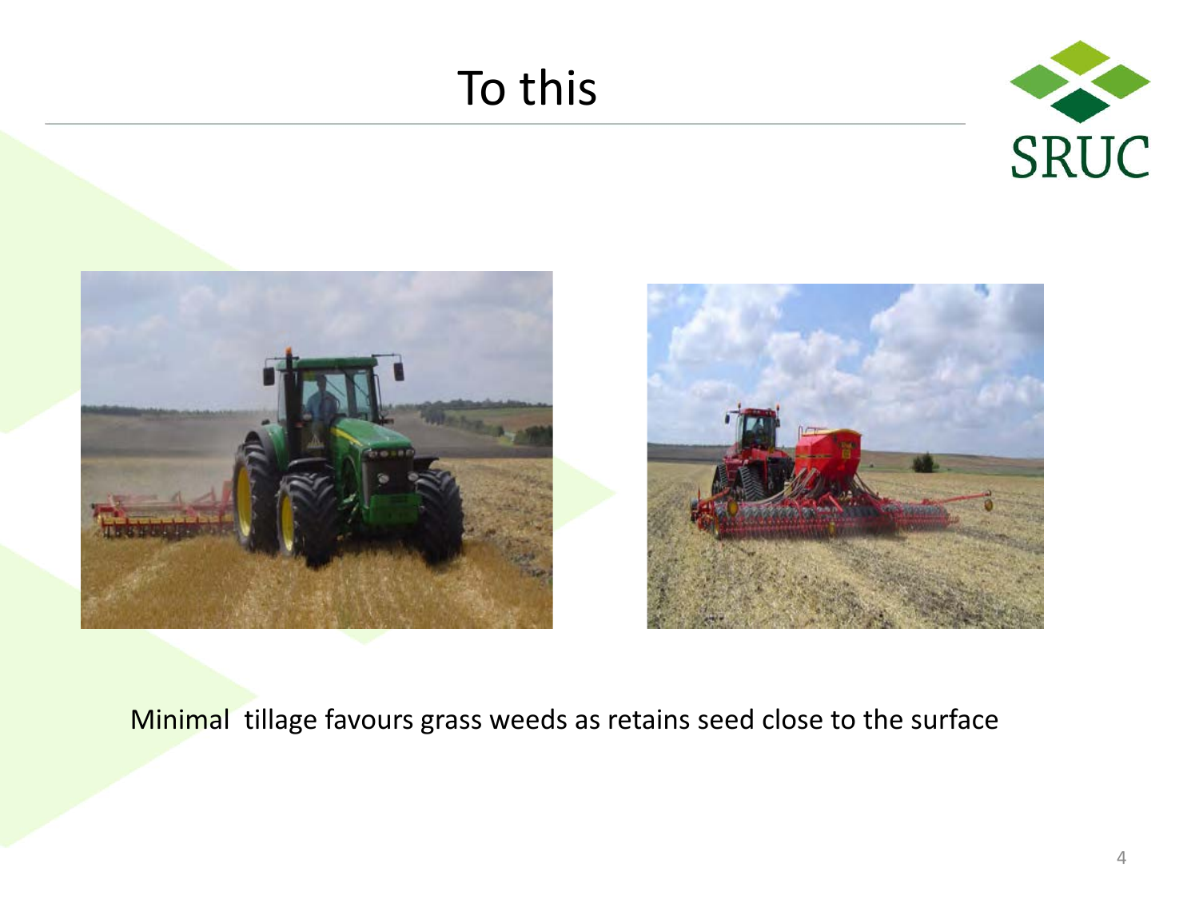# To this

Minimal  tillage favours grass weeds as retains seed close to the surface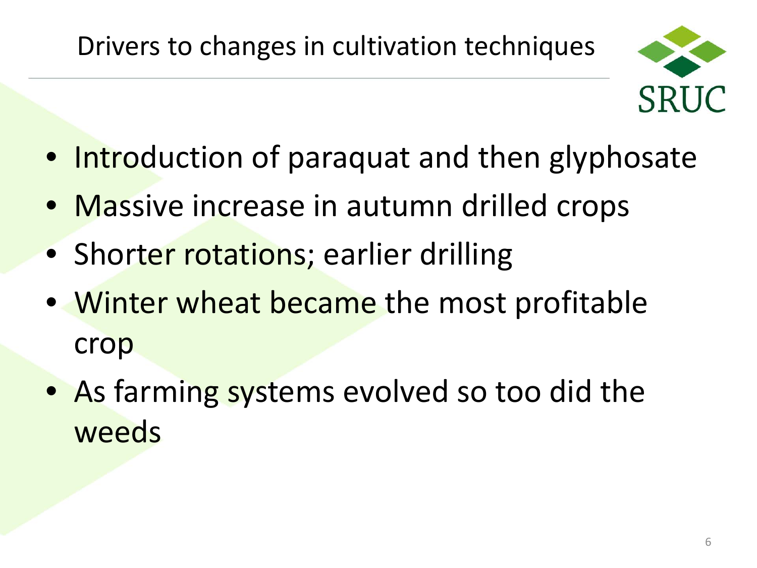# Drivers to changes in cultivation techniques

- Introduction of paraquat and then glyphosate
- Massive increase in autumn drilled crops
- Shorter rotations; earlier drilling
- Winter wheat became the most profitable crop
- As farming systems evolved so too did the weeds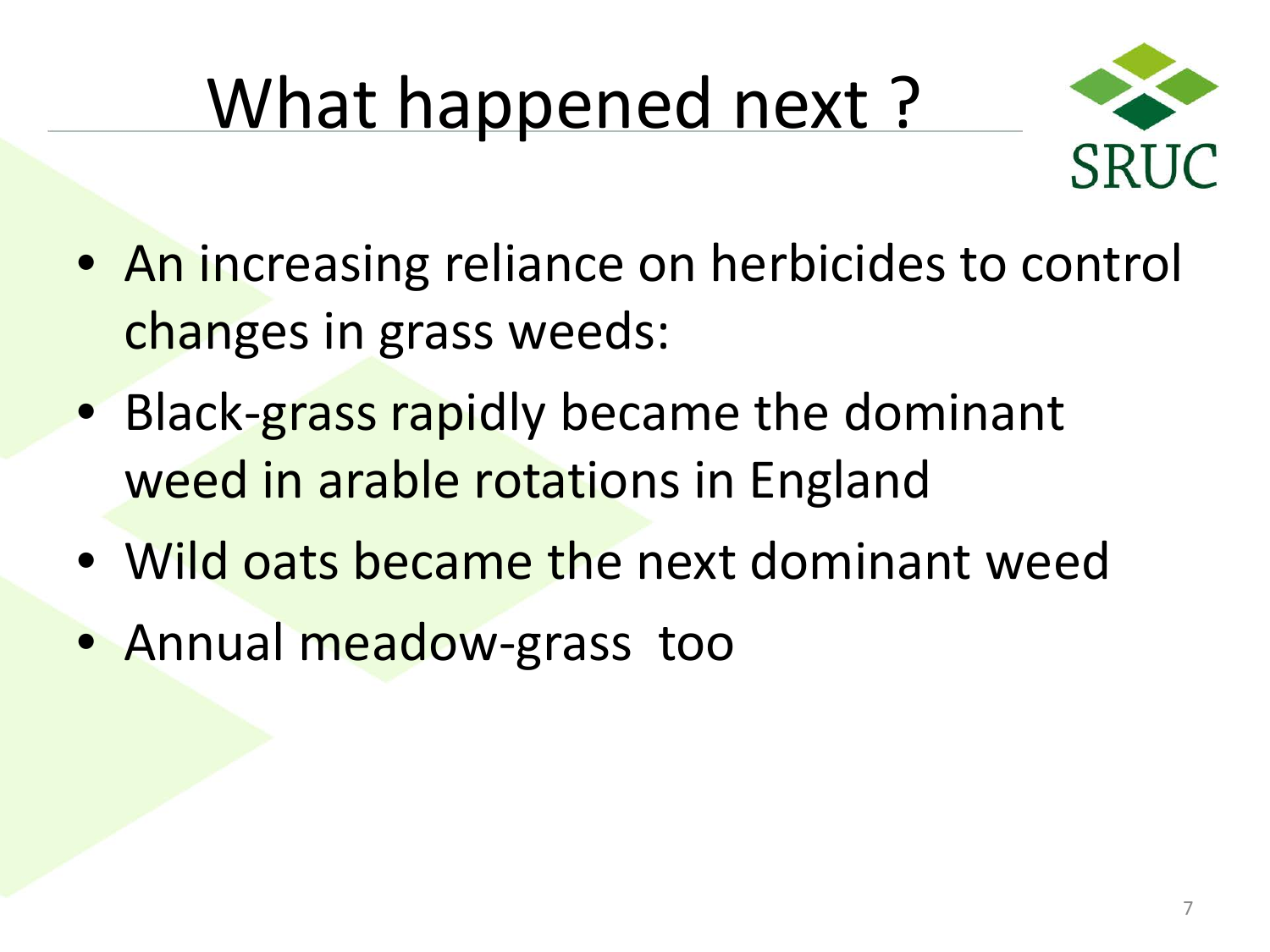# What happened next ?

- An increasing reliance on herbicides to control changes in grass weeds:
- Black-grass rapidly became the dominant weed in arable rotations in England
- Wild oats became the next dominant weed
- Annual meadow-grass too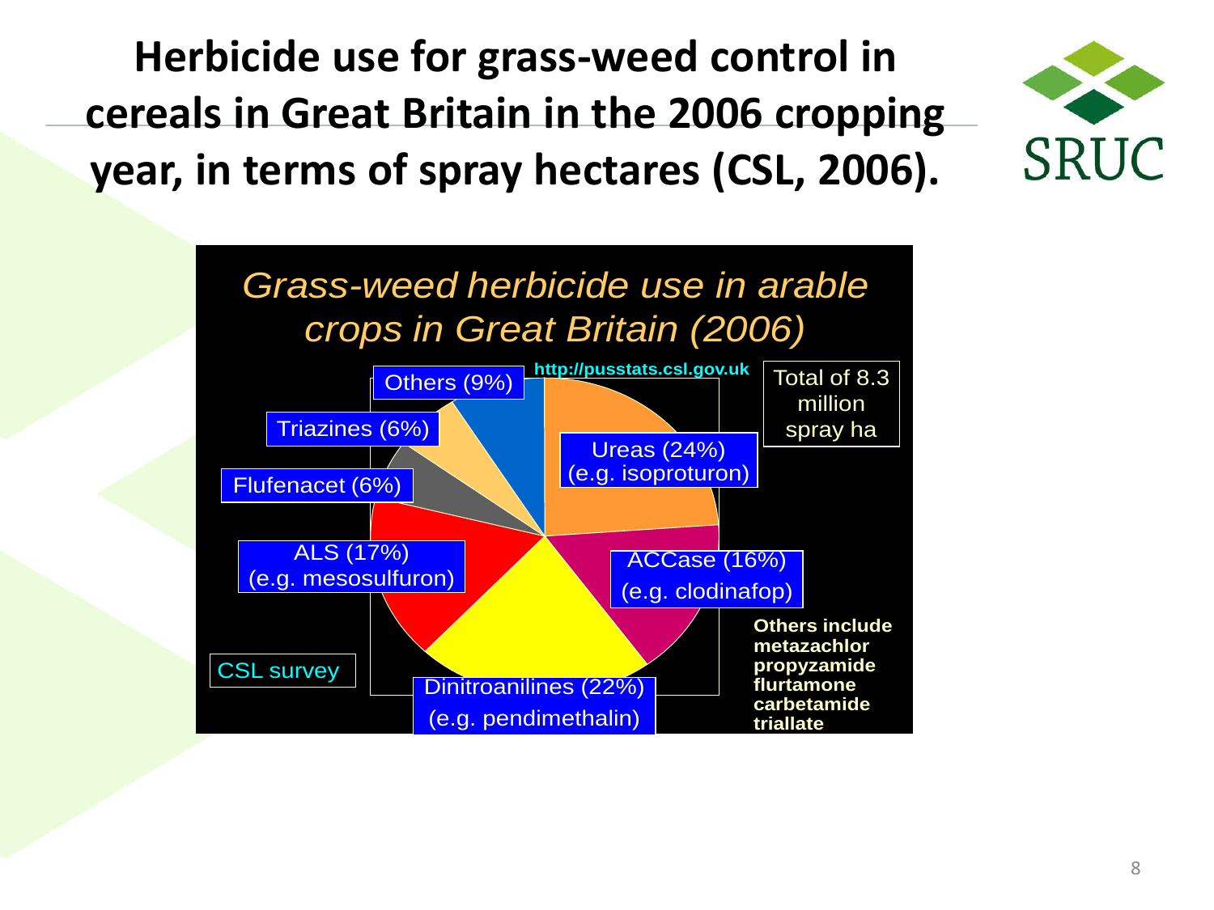# Herbicide use for grass-weed control in cereals in Great Britain in the 2006 cropping year, in terms of spray hectares (CSL, 2006).

*Grass-weed herbicide use in arable crops in Great Britain (2006)*

http://pusstats.csl.gov.uk

Total of 8.3 million spray ha

- Ureas (24%) (e.g. isoproturon)
- Dinitroanilines (22%) (e.g. pendimethalin)
- ALS (17%) (e.g. mesosulfuron)
- ACCase (16%) (e.g. clodinafop)
- Others (9%)
- Flufenacet (6%)
- Triazines (6%)

**Others include metazachlor propyzamide flurtamone carbetamide triallate**

CSL survey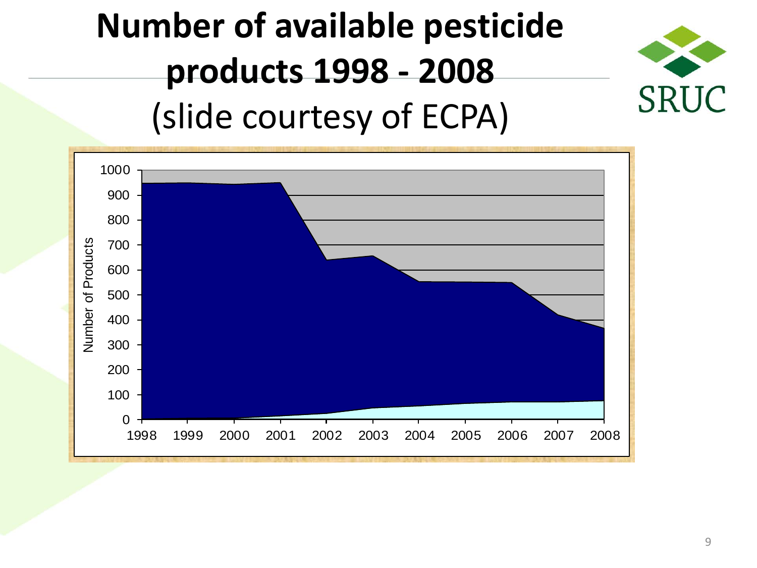# Number of available pesticide products 1998 - 2008

(slide courtesy of ECPA)

Number of Products

1000
900
800
700
600
500
400
300
200
100
0

1998 1999 2000 2001 2002 2003 2004 2005 2006 2007 2008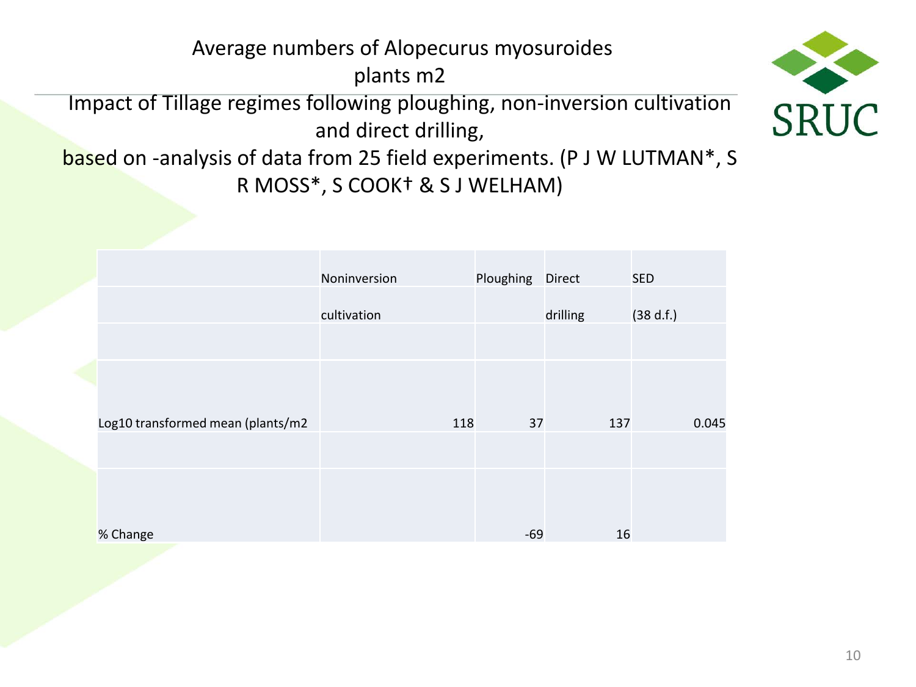# Average numbers of Alopecurus myosuroides plants m2

Impact of Tillage regimes following ploughing, non-inversion cultivation and direct drilling,

based on -analysis of data from 25 field experiments. (P J W LUTMAN*, S R MOSS*, S COOK† & S J WELHAM)

| | Noninversion cultivation | Ploughing | Direct drilling | SED (38 d.f.) |
|---|---|---|---|---|
| Log10 transformed mean (plants/m2 | 118 | 37 | 137 | 0.045 |
| % Change | | -69 | 16 | |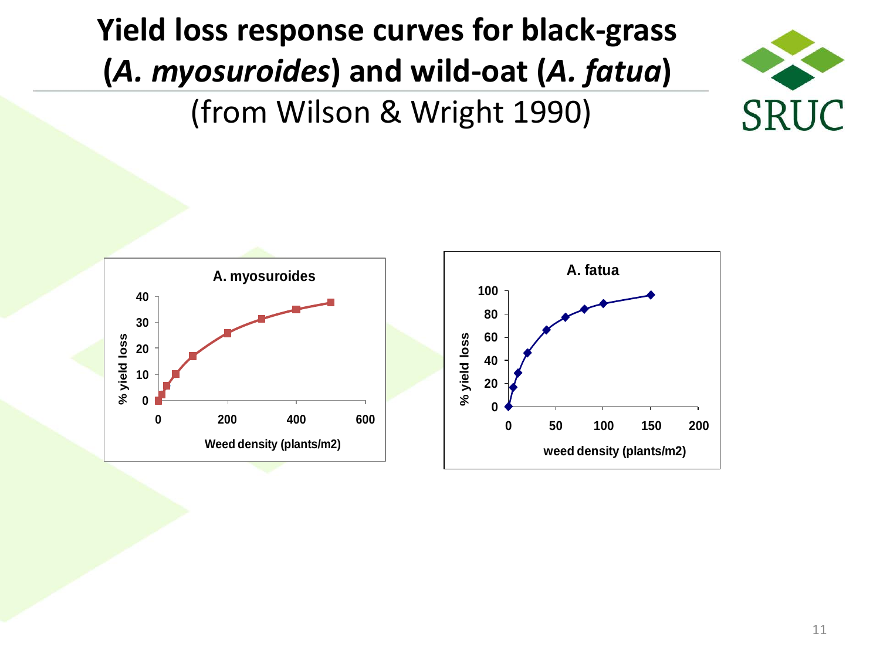# Yield loss response curves for black-grass (*A. myosuroides*) and wild-oat (*A. fatua*)

(from Wilson & Wright 1990)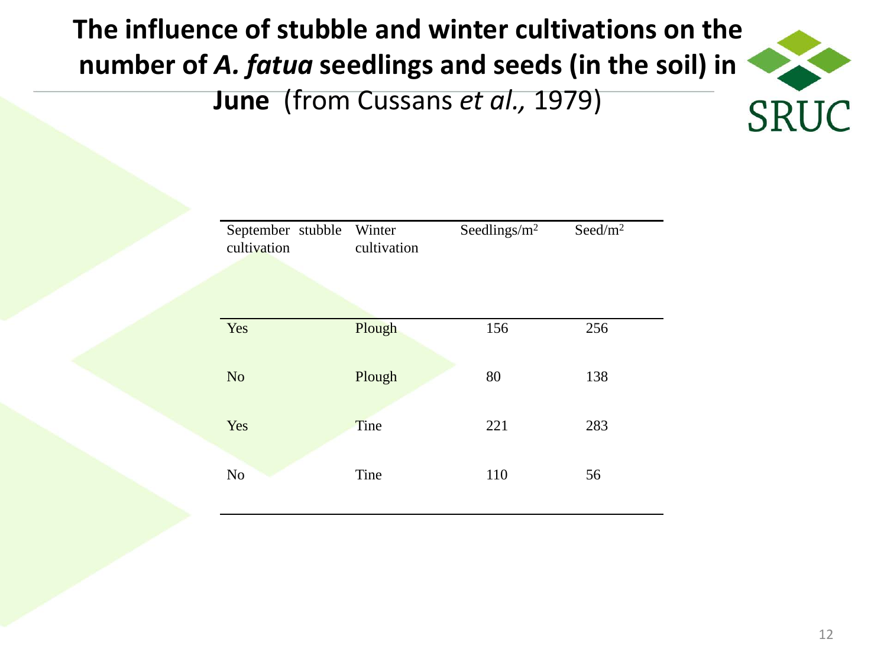# The influence of stubble and winter cultivations on the number of *A. fatua* seedlings and seeds (in the soil) in June (from Cussans *et al.,* 1979)

| September stubble cultivation | Winter cultivation | Seedlings/$m^2$ | Seed/$m^2$ |
| --- | --- | --- | --- |
| Yes | Plough | 156 | 256 |
| No | Plough | 80 | 138 |
| Yes | Tine | 221 | 283 |
| No | Tine | 110 | 56 |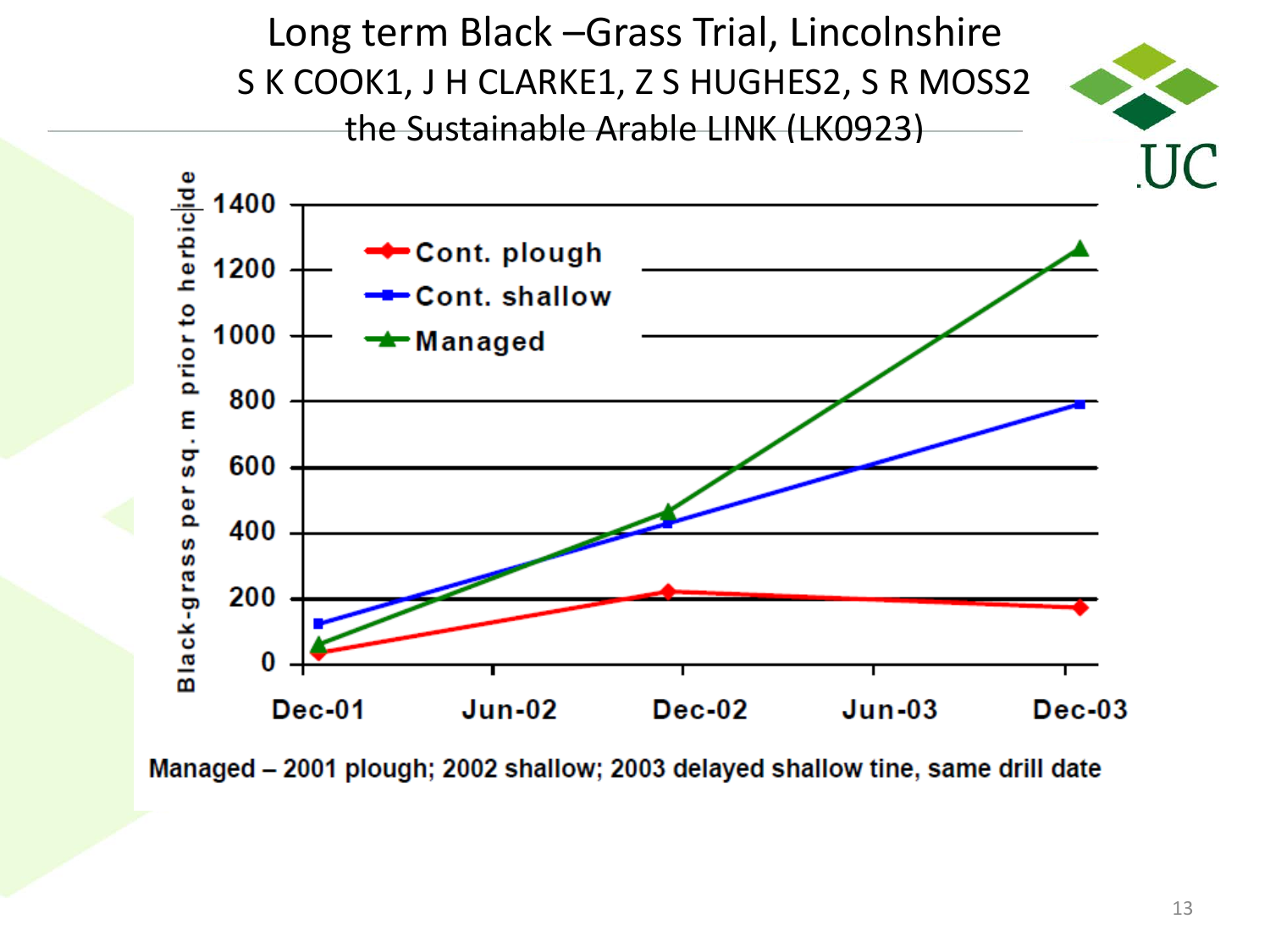# Long term Black –Grass Trial, Lincolnshire

S K COOK1, J H CLARKE1, Z S HUGHES2, S R MOSS2

the Sustainable Arable LINK (LK0923)

Black-grass per sq. m prior to herbicide

| | Dec-01 | Dec-02 | Dec-03 |
|---|---|---|---|
| Cont. plough | ~35 | ~220 | ~175 |
| Cont. shallow | ~125 | ~430 | ~790 |
| Managed | ~60 | ~465 | ~1265 |

Managed – 2001 plough; 2002 shallow; 2003 delayed shallow tine, same drill date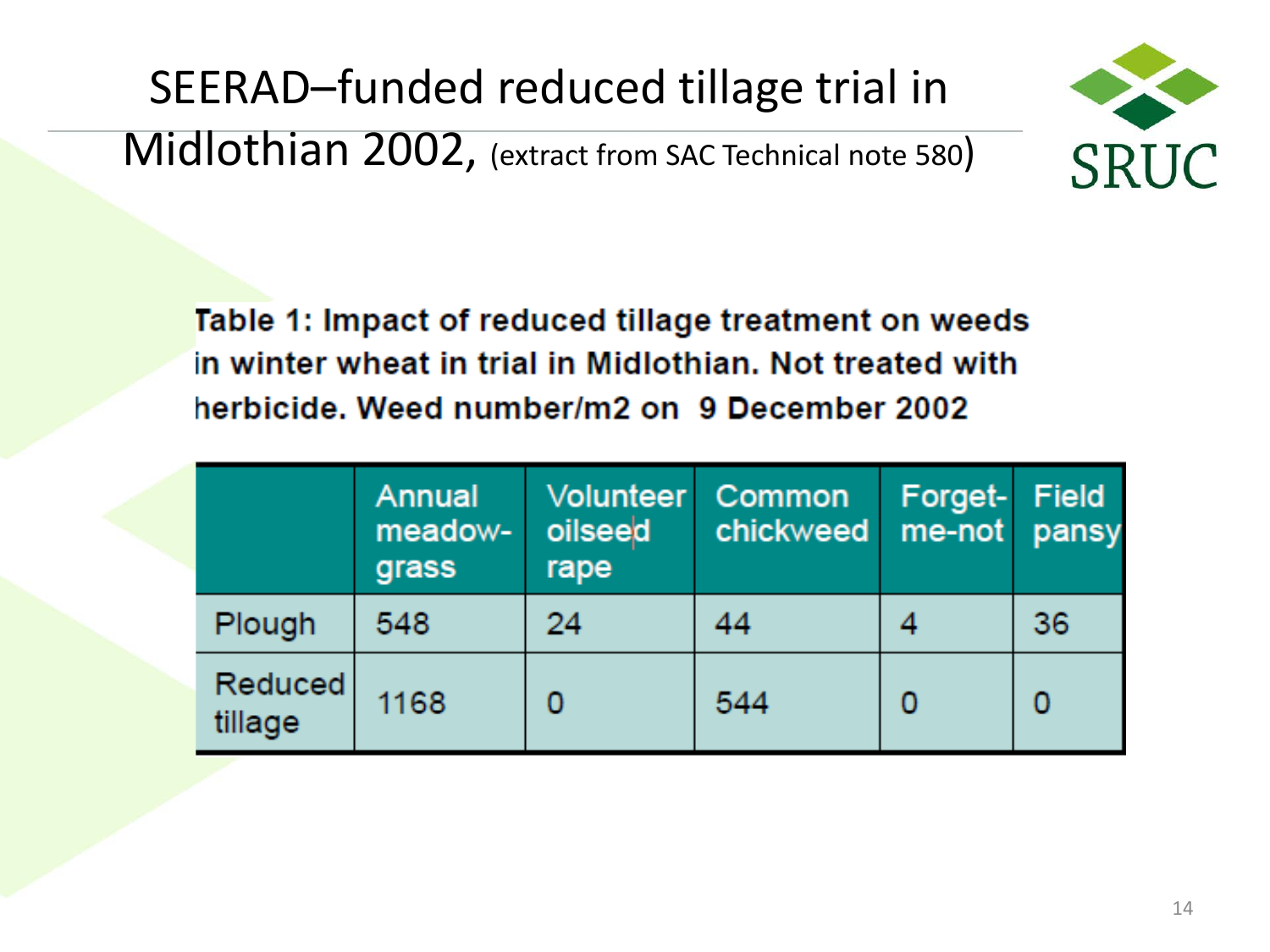# SEERAD–funded reduced tillage trial in Midlothian 2002, (extract from SAC Technical note 580)

**Table 1: Impact of reduced tillage treatment on weeds in winter wheat in trial in Midlothian. Not treated with herbicide. Weed number/m2 on 9 December 2002**

| | Annual meadow-grass | Volunteer oilseed rape | Common chickweed | Forget-me-not | Field pansy |
|---|---|---|---|---|---|
| Plough | 548 | 24 | 44 | 4 | 36 |
| Reduced tillage | 1168 | 0 | 544 | 0 | 0 |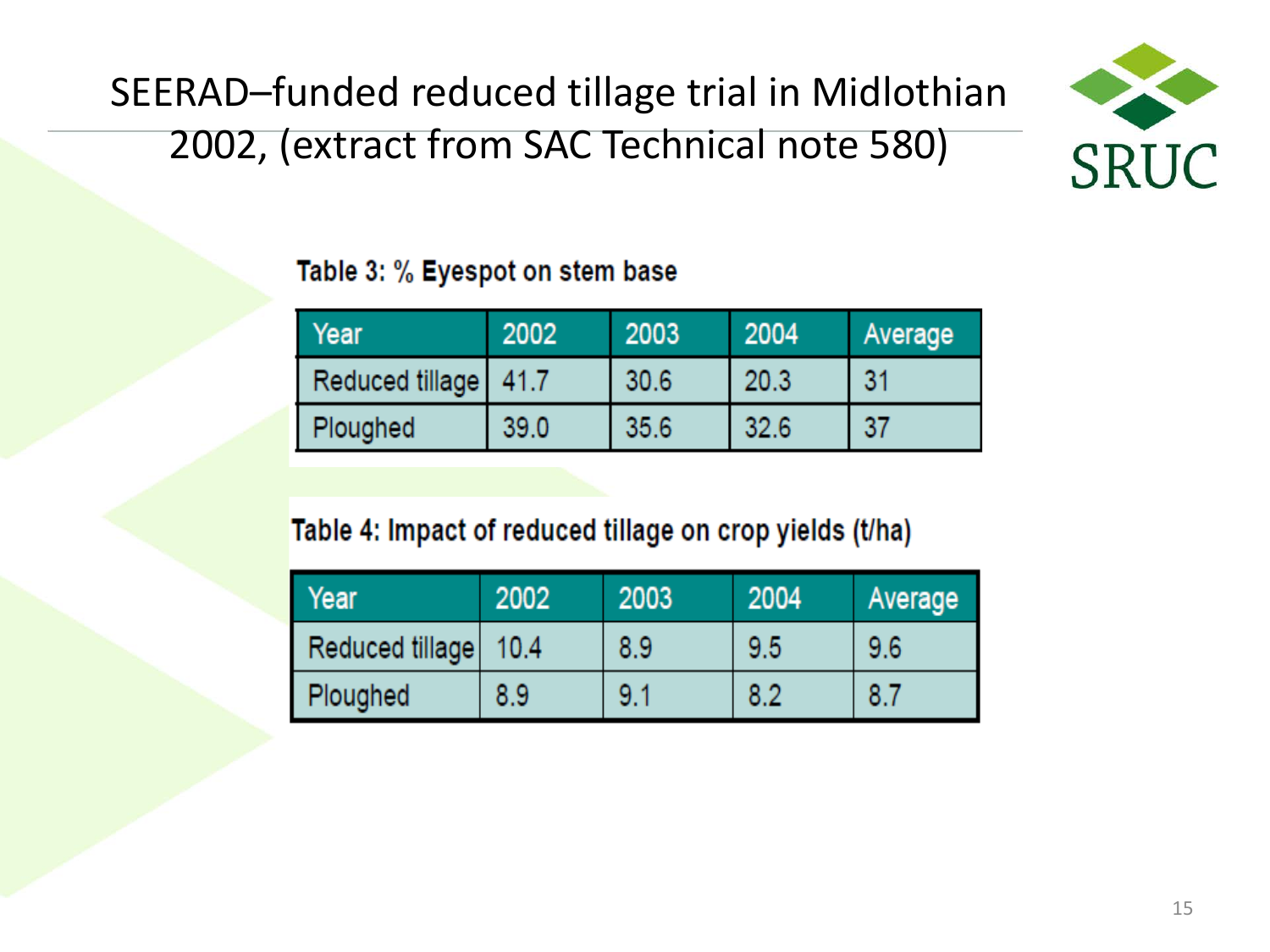# SEERAD–funded reduced tillage trial in Midlothian 2002, (extract from SAC Technical note 580)

**Table 3: % Eyespot on stem base**

| Year | 2002 | 2003 | 2004 | Average |
|---|---|---|---|---|
| Reduced tillage | 41.7 | 30.6 | 20.3 | 31 |
| Ploughed | 39.0 | 35.6 | 32.6 | 37 |

**Table 4: Impact of reduced tillage on crop yields (t/ha)**

| Year | 2002 | 2003 | 2004 | Average |
|---|---|---|---|---|
| Reduced tillage | 10.4 | 8.9 | 9.5 | 9.6 |
| Ploughed | 8.9 | 9.1 | 8.2 | 8.7 |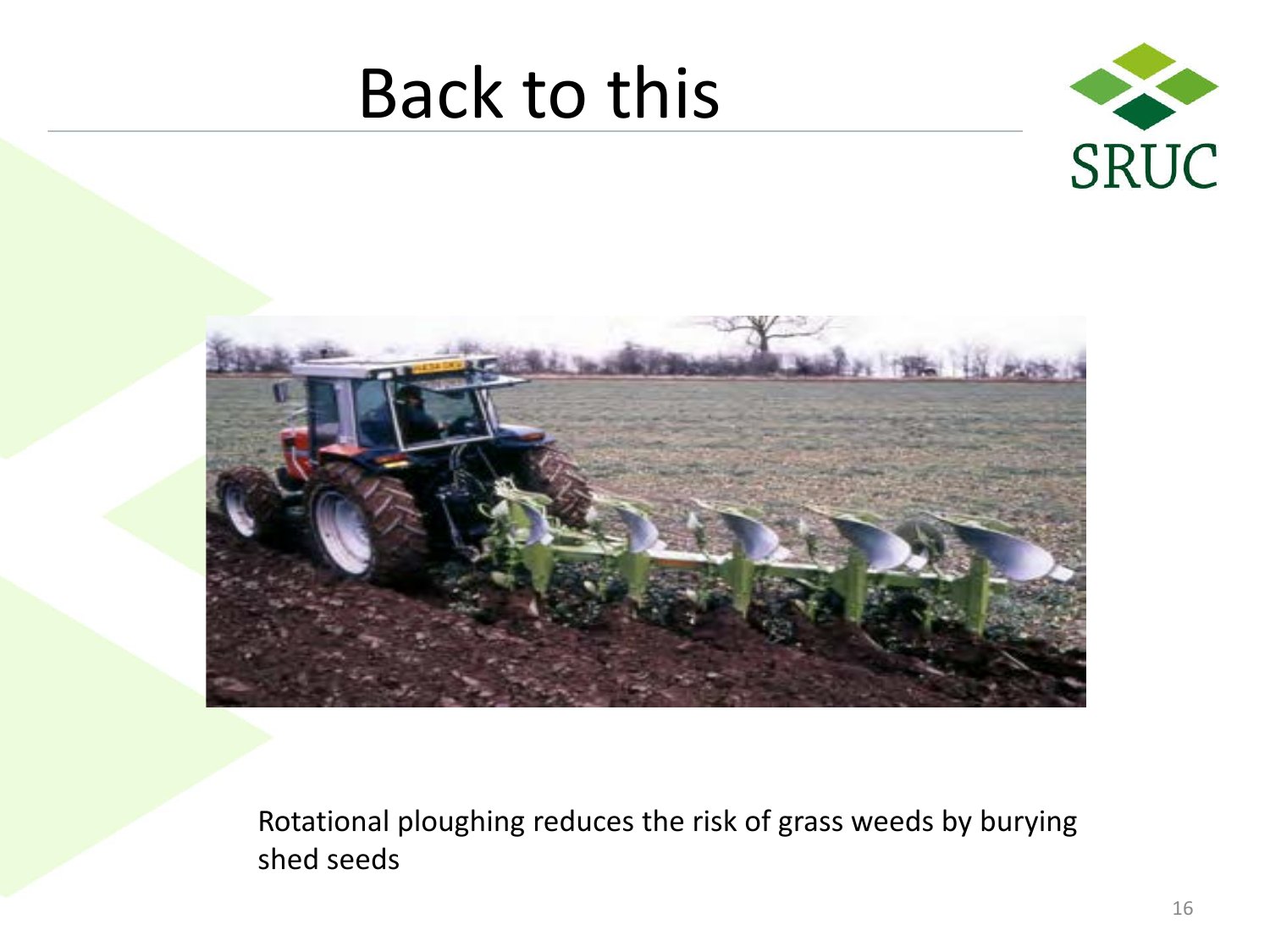# Back to this

Rotational ploughing reduces the risk of grass weeds by burying shed seeds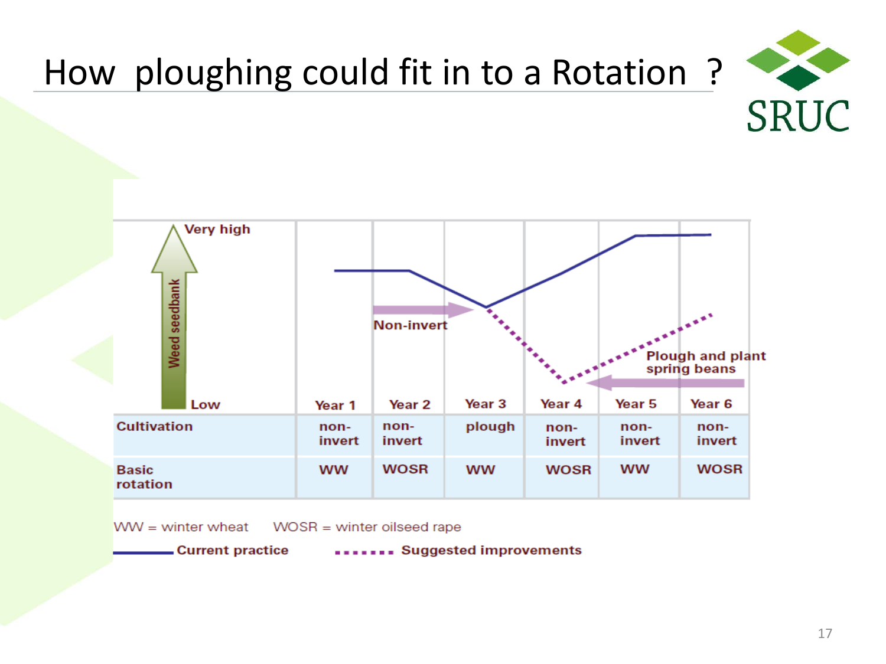# How ploughing could fit in to a Rotation ?

| | Year 1 | Year 2 | Year 3 | Year 4 | Year 5 | Year 6 |
|---|---|---|---|---|---|---|
| Cultivation | non-invert | non-invert | plough | non-invert | non-invert | non-invert |
| Basic rotation | WW | WOSR | WW | WOSR | WW | WOSR |

Weed seedbank: Very high / Low

Non-invert

Plough and plant spring beans

WW = winter wheat    WOSR = winter oilseed rape

**Current practice**    **Suggested improvements**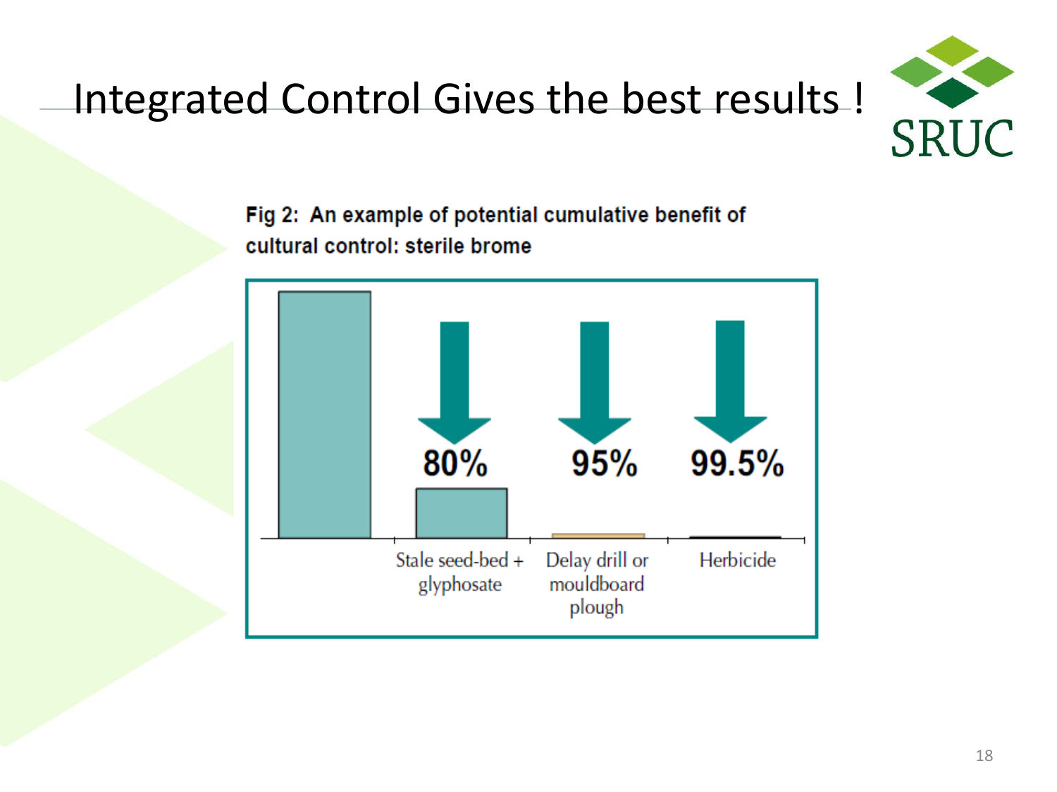# Integrated Control Gives the best results !

**Fig 2: An example of potential cumulative benefit of cultural control: sterile brome**

80% — Stale seed-bed + glyphosate

95% — Delay drill or mouldboard plough

99.5% — Herbicide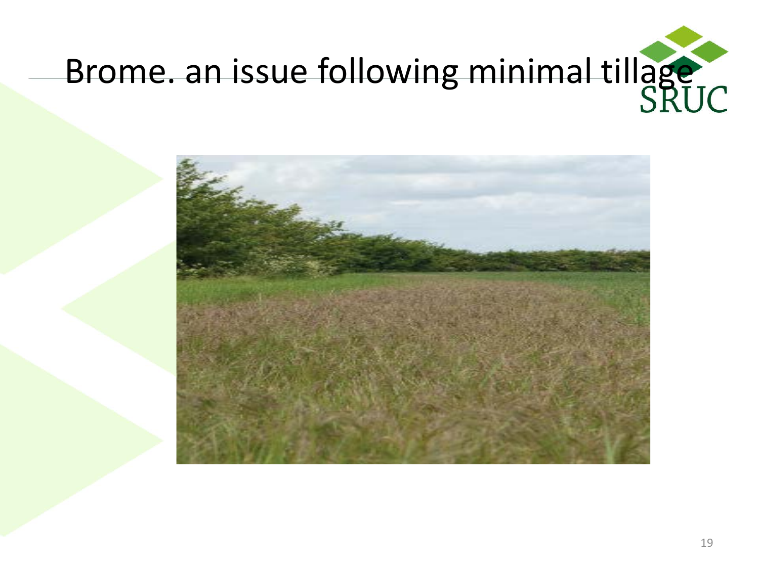# Brome. an issue following minimal tillage